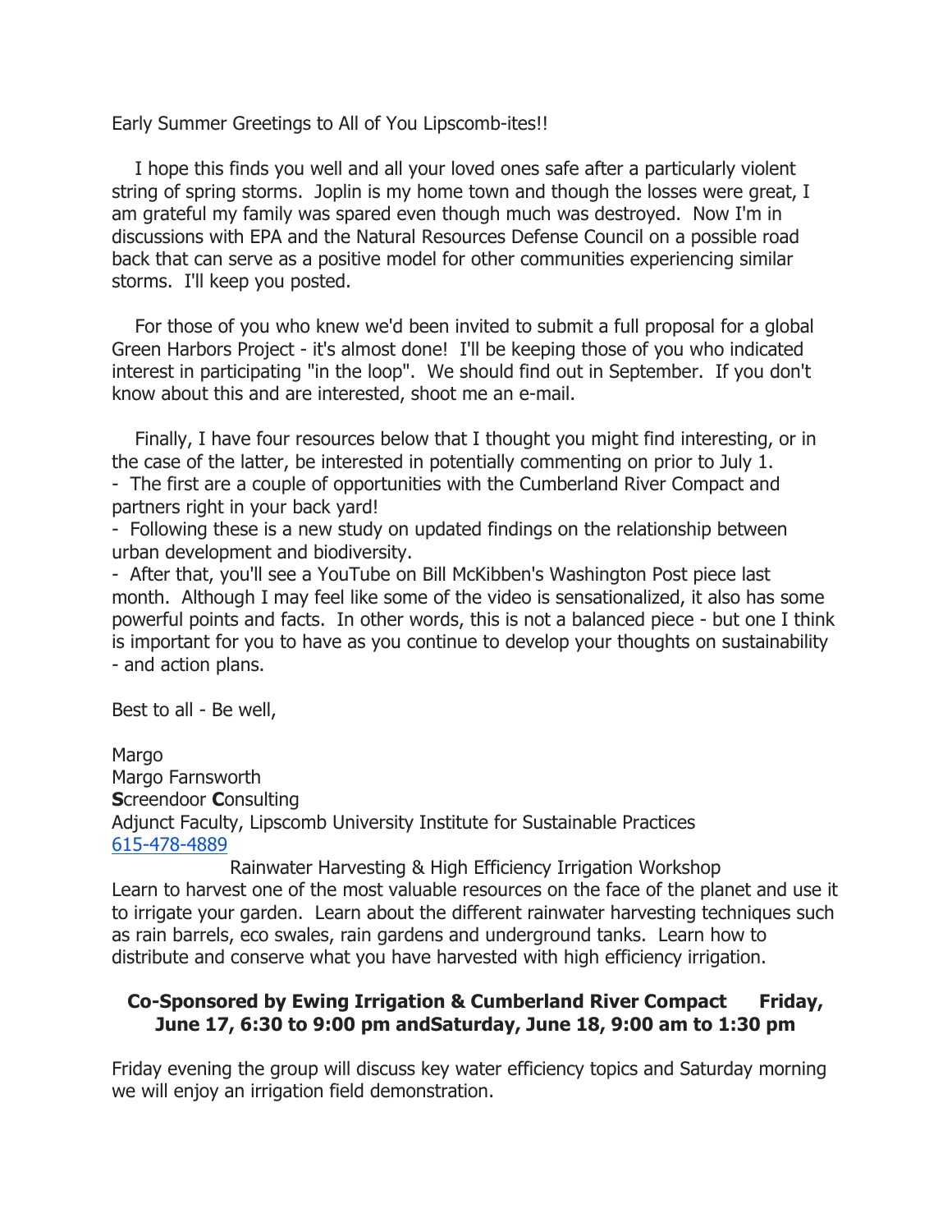Early Summer Greetings to All of You Lipscomb-ites!!

I hope this finds you well and all your loved ones safe after a particularly violent string of spring storms. Joplin is my home town and though the losses were great, I am grateful my family was spared even though much was destroyed. Now I'm in discussions with EPA and the Natural Resources Defense Council on a possible road back that can serve as a positive model for other communities experiencing similar storms. I'll keep you posted.

For those of you who knew we'd been invited to submit a full proposal for a global Green Harbors Project - it's almost done! I'll be keeping those of you who indicated interest in participating "in the loop". We should find out in September. If you don't know about this and are interested, shoot me an e-mail.

Finally, I have four resources below that I thought you might find interesting, or in the case of the latter, be interested in potentially commenting on prior to July 1.

- The first are a couple of opportunities with the Cumberland River Compact and partners right in your back yard!
- Following these is a new study on updated findings on the relationship between urban development and biodiversity.
- After that, you'll see a YouTube on Bill McKibben's Washington Post piece last month. Although I may feel like some of the video is sensationalized, it also has some powerful points and facts. In other words, this is not a balanced piece - but one I think is important for you to have as you continue to develop your thoughts on sustainability - and action plans.

Best to all - Be well,

Margo
Margo Farnsworth
**S**creendoor **C**onsulting
Adjunct Faculty, Lipscomb University Institute for Sustainable Practices
615-478-4889

Rainwater Harvesting & High Efficiency Irrigation Workshop

Learn to harvest one of the most valuable resources on the face of the planet and use it to irrigate your garden. Learn about the different rainwater harvesting techniques such as rain barrels, eco swales, rain gardens and underground tanks. Learn how to distribute and conserve what you have harvested with high efficiency irrigation.

**Co-Sponsored by Ewing Irrigation & Cumberland River Compact Friday, June 17, 6:30 to 9:00 pm andSaturday, June 18, 9:00 am to 1:30 pm**

Friday evening the group will discuss key water efficiency topics and Saturday morning we will enjoy an irrigation field demonstration.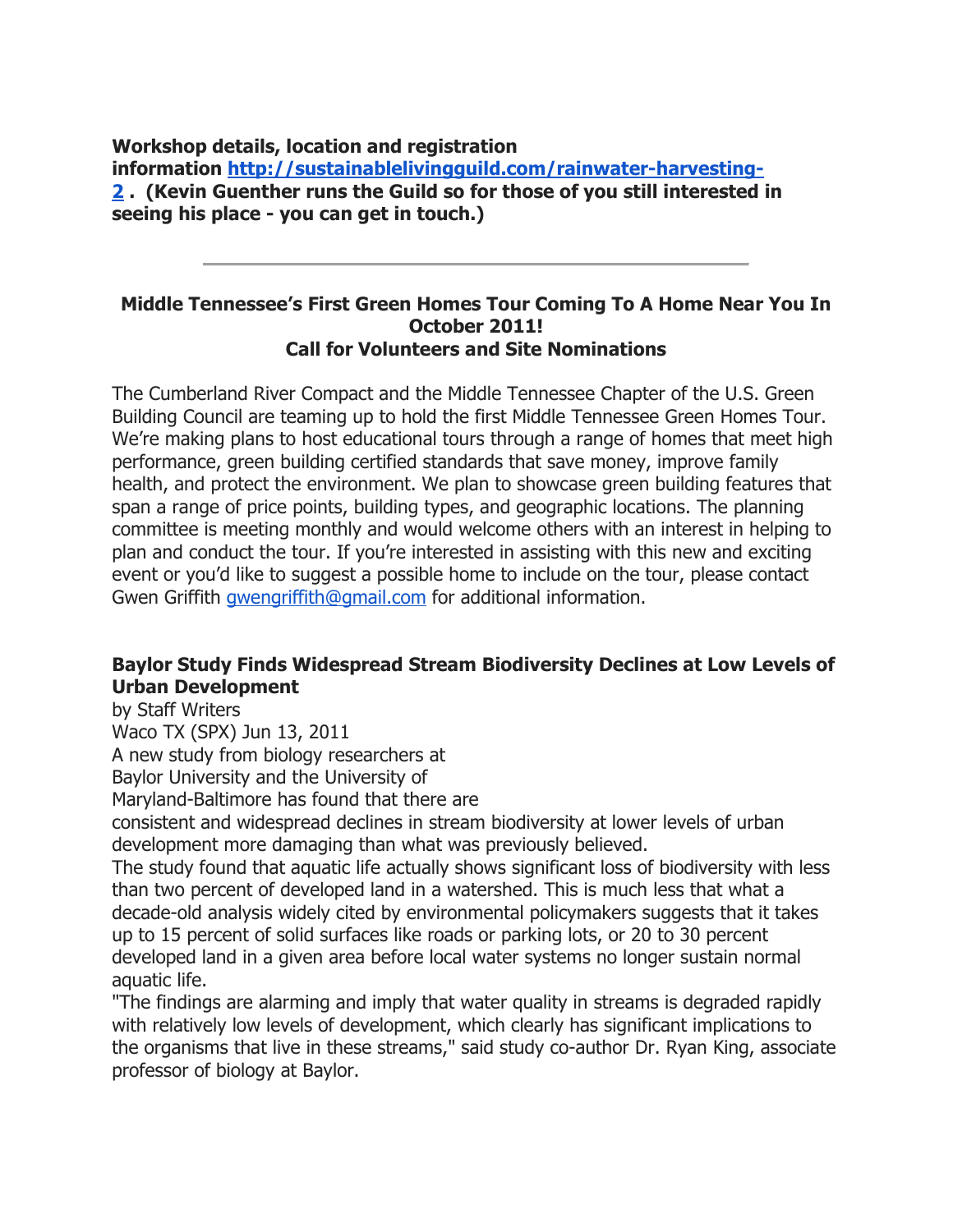**Workshop details, location and registration information [http://sustainablelivingguild.com/rainwater-harvesting-2](http://sustainablelivingguild.com/rainwater-harvesting-2) . (Kevin Guenther runs the Guild so for those of you still interested in seeing his place - you can get in touch.)**

---

**Middle Tennessee's First Green Homes Tour Coming To A Home Near You In October 2011!**
**Call for Volunteers and Site Nominations**

The Cumberland River Compact and the Middle Tennessee Chapter of the U.S. Green Building Council are teaming up to hold the first Middle Tennessee Green Homes Tour. We're making plans to host educational tours through a range of homes that meet high performance, green building certified standards that save money, improve family health, and protect the environment. We plan to showcase green building features that span a range of price points, building types, and geographic locations. The planning committee is meeting monthly and would welcome others with an interest in helping to plan and conduct the tour. If you're interested in assisting with this new and exciting event or you'd like to suggest a possible home to include on the tour, please contact Gwen Griffith [gwengriffith@gmail.com](mailto:gwengriffith@gmail.com) for additional information.

**Baylor Study Finds Widespread Stream Biodiversity Declines at Low Levels of Urban Development**

by Staff Writers
Waco TX (SPX) Jun 13, 2011
A new study from biology researchers at Baylor University and the University of Maryland-Baltimore has found that there are consistent and widespread declines in stream biodiversity at lower levels of urban development more damaging than what was previously believed.

The study found that aquatic life actually shows significant loss of biodiversity with less than two percent of developed land in a watershed. This is much less that what a decade-old analysis widely cited by environmental policymakers suggests that it takes up to 15 percent of solid surfaces like roads or parking lots, or 20 to 30 percent developed land in a given area before local water systems no longer sustain normal aquatic life.

"The findings are alarming and imply that water quality in streams is degraded rapidly with relatively low levels of development, which clearly has significant implications to the organisms that live in these streams," said study co-author Dr. Ryan King, associate professor of biology at Baylor.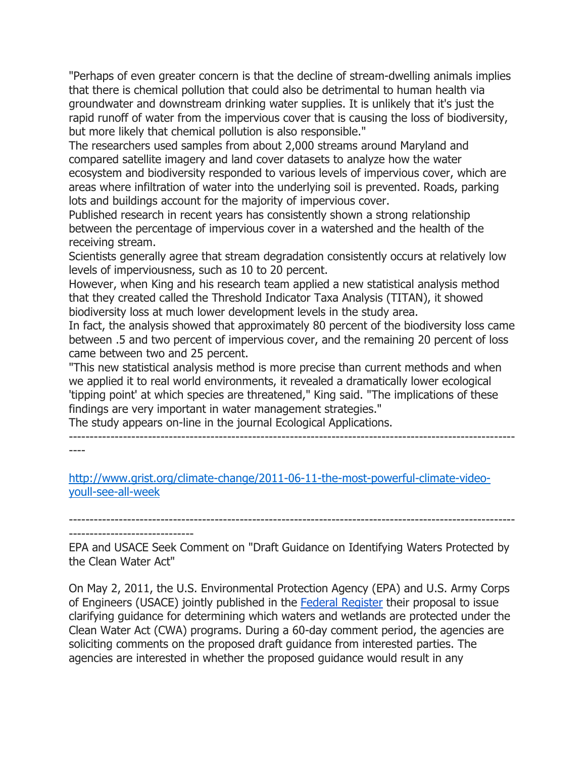"Perhaps of even greater concern is that the decline of stream-dwelling animals implies that there is chemical pollution that could also be detrimental to human health via groundwater and downstream drinking water supplies. It is unlikely that it's just the rapid runoff of water from the impervious cover that is causing the loss of biodiversity, but more likely that chemical pollution is also responsible."

The researchers used samples from about 2,000 streams around Maryland and compared satellite imagery and land cover datasets to analyze how the water ecosystem and biodiversity responded to various levels of impervious cover, which are areas where infiltration of water into the underlying soil is prevented. Roads, parking lots and buildings account for the majority of impervious cover.

Published research in recent years has consistently shown a strong relationship between the percentage of impervious cover in a watershed and the health of the receiving stream.

Scientists generally agree that stream degradation consistently occurs at relatively low levels of imperviousness, such as 10 to 20 percent.

However, when King and his research team applied a new statistical analysis method that they created called the Threshold Indicator Taxa Analysis (TITAN), it showed biodiversity loss at much lower development levels in the study area.

In fact, the analysis showed that approximately 80 percent of the biodiversity loss came between .5 and two percent of impervious cover, and the remaining 20 percent of loss came between two and 25 percent.

"This new statistical analysis method is more precise than current methods and when we applied it to real world environments, it revealed a dramatically lower ecological 'tipping point' at which species are threatened," King said. "The implications of these findings are very important in water management strategies."

The study appears on-line in the journal Ecological Applications.

---

http://www.grist.org/climate-change/2011-06-11-the-most-powerful-climate-video-youll-see-all-week

---

EPA and USACE Seek Comment on "Draft Guidance on Identifying Waters Protected by the Clean Water Act"

On May 2, 2011, the U.S. Environmental Protection Agency (EPA) and U.S. Army Corps of Engineers (USACE) jointly published in the Federal Register their proposal to issue clarifying guidance for determining which waters and wetlands are protected under the Clean Water Act (CWA) programs. During a 60-day comment period, the agencies are soliciting comments on the proposed draft guidance from interested parties. The agencies are interested in whether the proposed guidance would result in any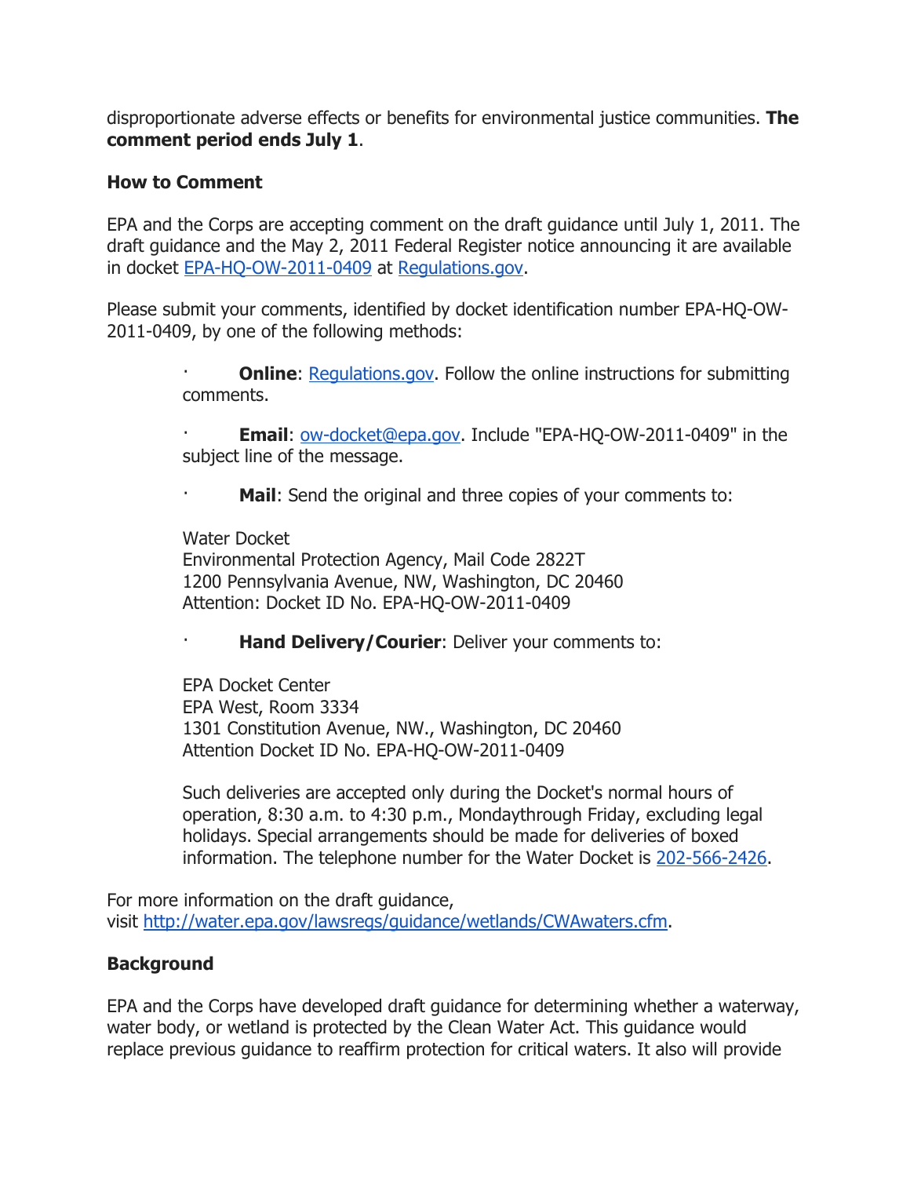disproportionate adverse effects or benefits for environmental justice communities. **The comment period ends July 1**.

**How to Comment**

EPA and the Corps are accepting comment on the draft guidance until July 1, 2011. The draft guidance and the May 2, 2011 Federal Register notice announcing it are available in docket [EPA-HQ-OW-2011-0409](EPA-HQ-OW-2011-0409) at [Regulations.gov](Regulations.gov).

Please submit your comments, identified by docket identification number EPA-HQ-OW-2011-0409, by one of the following methods:

- **Online**: [Regulations.gov](Regulations.gov). Follow the online instructions for submitting comments.

- **Email**: [ow-docket@epa.gov](mailto:ow-docket@epa.gov). Include "EPA-HQ-OW-2011-0409" in the subject line of the message.

- **Mail**: Send the original and three copies of your comments to:

  Water Docket
  Environmental Protection Agency, Mail Code 2822T
  1200 Pennsylvania Avenue, NW, Washington, DC 20460
  Attention: Docket ID No. EPA-HQ-OW-2011-0409

- **Hand Delivery/Courier**: Deliver your comments to:

  EPA Docket Center
  EPA West, Room 3334
  1301 Constitution Avenue, NW., Washington, DC 20460
  Attention Docket ID No. EPA-HQ-OW-2011-0409

  Such deliveries are accepted only during the Docket's normal hours of operation, 8:30 a.m. to 4:30 p.m., Mondaythrough Friday, excluding legal holidays. Special arrangements should be made for deliveries of boxed information. The telephone number for the Water Docket is 202-566-2426.

For more information on the draft guidance, visit <http://water.epa.gov/lawsregs/guidance/wetlands/CWAwaters.cfm>.

**Background**

EPA and the Corps have developed draft guidance for determining whether a waterway, water body, or wetland is protected by the Clean Water Act. This guidance would replace previous guidance to reaffirm protection for critical waters. It also will provide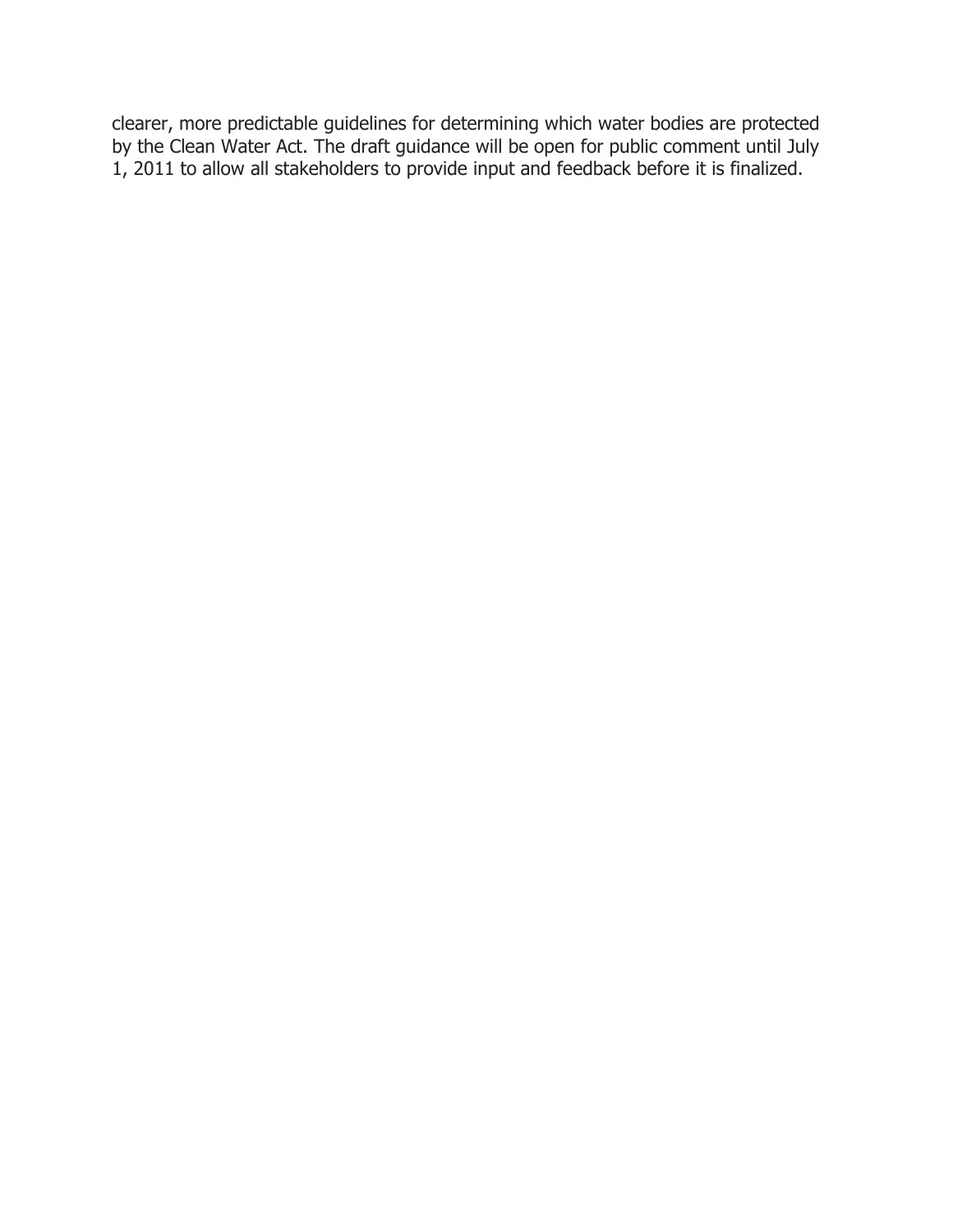clearer, more predictable guidelines for determining which water bodies are protected by the Clean Water Act. The draft guidance will be open for public comment until July 1, 2011 to allow all stakeholders to provide input and feedback before it is finalized.